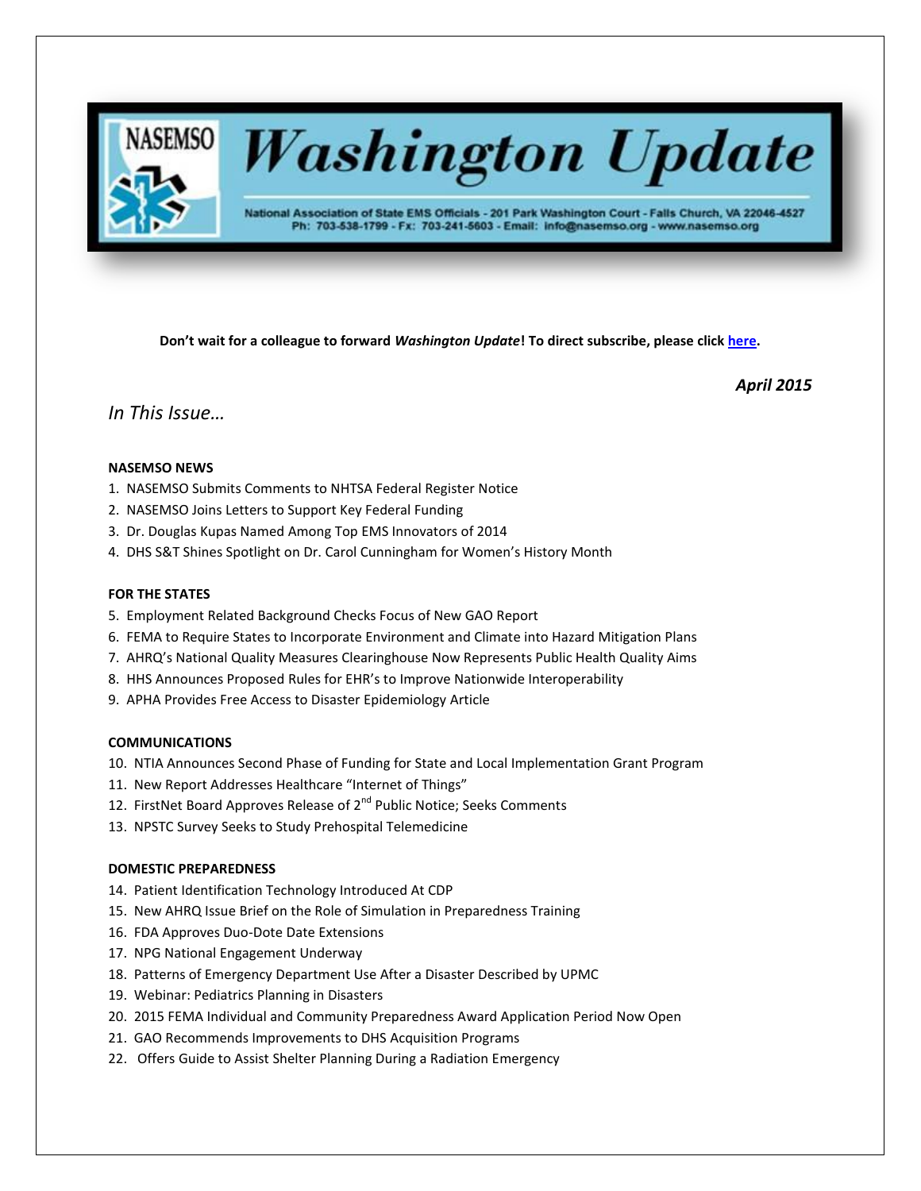# NASEMSO Washington Update

National Association of State EMS Officials - 201 Park Washington Court - Falls Church, VA 22046-4527
Ph: 703-538-1799 - Fx: 703-241-5603 - Email: info@nasemso.org - www.nasemso.org

**Don't wait for a colleague to forward *Washington Update*! To direct subscribe, please click here.**

***April 2015***

## *In This Issue…*

**NASEMSO NEWS**

1. NASEMSO Submits Comments to NHTSA Federal Register Notice
2. NASEMSO Joins Letters to Support Key Federal Funding
3. Dr. Douglas Kupas Named Among Top EMS Innovators of 2014
4. DHS S&T Shines Spotlight on Dr. Carol Cunningham for Women's History Month

**FOR THE STATES**

5. Employment Related Background Checks Focus of New GAO Report
6. FEMA to Require States to Incorporate Environment and Climate into Hazard Mitigation Plans
7. AHRQ's National Quality Measures Clearinghouse Now Represents Public Health Quality Aims
8. HHS Announces Proposed Rules for EHR's to Improve Nationwide Interoperability
9. APHA Provides Free Access to Disaster Epidemiology Article

**COMMUNICATIONS**

10. NTIA Announces Second Phase of Funding for State and Local Implementation Grant Program
11. New Report Addresses Healthcare "Internet of Things"
12. FirstNet Board Approves Release of 2nd Public Notice; Seeks Comments
13. NPSTC Survey Seeks to Study Prehospital Telemedicine

**DOMESTIC PREPAREDNESS**

14. Patient Identification Technology Introduced At CDP
15. New AHRQ Issue Brief on the Role of Simulation in Preparedness Training
16. FDA Approves Duo-Dote Date Extensions
17. NPG National Engagement Underway
18. Patterns of Emergency Department Use After a Disaster Described by UPMC
19. Webinar: Pediatrics Planning in Disasters
20. 2015 FEMA Individual and Community Preparedness Award Application Period Now Open
21. GAO Recommends Improvements to DHS Acquisition Programs
22. Offers Guide to Assist Shelter Planning During a Radiation Emergency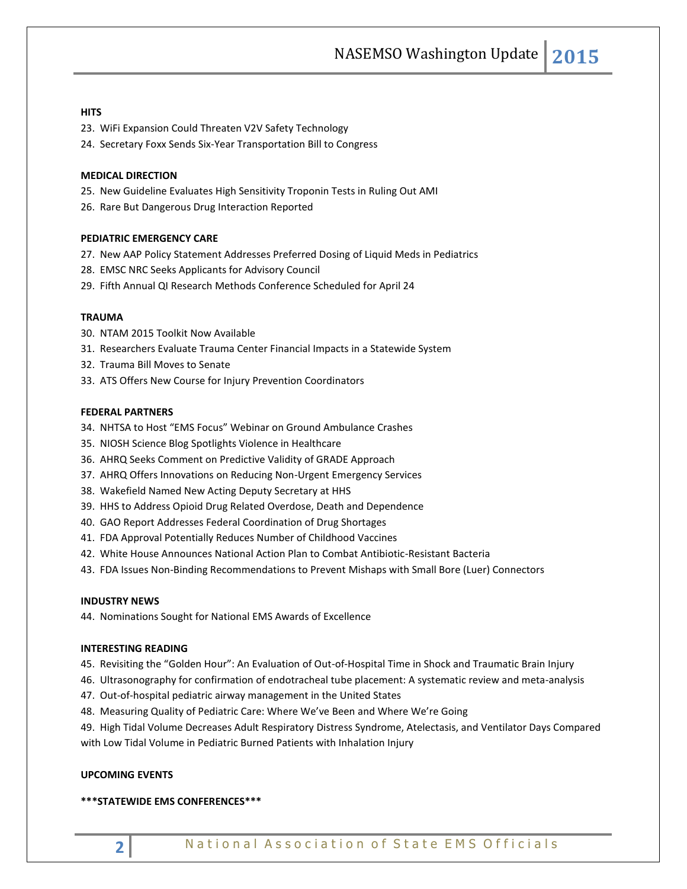**HITS**

23. WiFi Expansion Could Threaten V2V Safety Technology
24. Secretary Foxx Sends Six-Year Transportation Bill to Congress

**MEDICAL DIRECTION**

25. New Guideline Evaluates High Sensitivity Troponin Tests in Ruling Out AMI
26. Rare But Dangerous Drug Interaction Reported

**PEDIATRIC EMERGENCY CARE**

27. New AAP Policy Statement Addresses Preferred Dosing of Liquid Meds in Pediatrics
28. EMSC NRC Seeks Applicants for Advisory Council
29. Fifth Annual QI Research Methods Conference Scheduled for April 24

**TRAUMA**

30. NTAM 2015 Toolkit Now Available
31. Researchers Evaluate Trauma Center Financial Impacts in a Statewide System
32. Trauma Bill Moves to Senate
33. ATS Offers New Course for Injury Prevention Coordinators

**FEDERAL PARTNERS**

34. NHTSA to Host "EMS Focus" Webinar on Ground Ambulance Crashes
35. NIOSH Science Blog Spotlights Violence in Healthcare
36. AHRQ Seeks Comment on Predictive Validity of GRADE Approach
37. AHRQ Offers Innovations on Reducing Non-Urgent Emergency Services
38. Wakefield Named New Acting Deputy Secretary at HHS
39. HHS to Address Opioid Drug Related Overdose, Death and Dependence
40. GAO Report Addresses Federal Coordination of Drug Shortages
41. FDA Approval Potentially Reduces Number of Childhood Vaccines
42. White House Announces National Action Plan to Combat Antibiotic-Resistant Bacteria
43. FDA Issues Non-Binding Recommendations to Prevent Mishaps with Small Bore (Luer) Connectors

**INDUSTRY NEWS**

44. Nominations Sought for National EMS Awards of Excellence

**INTERESTING READING**

45. Revisiting the "Golden Hour": An Evaluation of Out-of-Hospital Time in Shock and Traumatic Brain Injury
46. Ultrasonography for confirmation of endotracheal tube placement: A systematic review and meta-analysis
47. Out-of-hospital pediatric airway management in the United States
48. Measuring Quality of Pediatric Care: Where We've Been and Where We're Going
49. High Tidal Volume Decreases Adult Respiratory Distress Syndrome, Atelectasis, and Ventilator Days Compared with Low Tidal Volume in Pediatric Burned Patients with Inhalation Injury

**UPCOMING EVENTS**

**\*\*\*STATEWIDE EMS CONFERENCES\*\*\***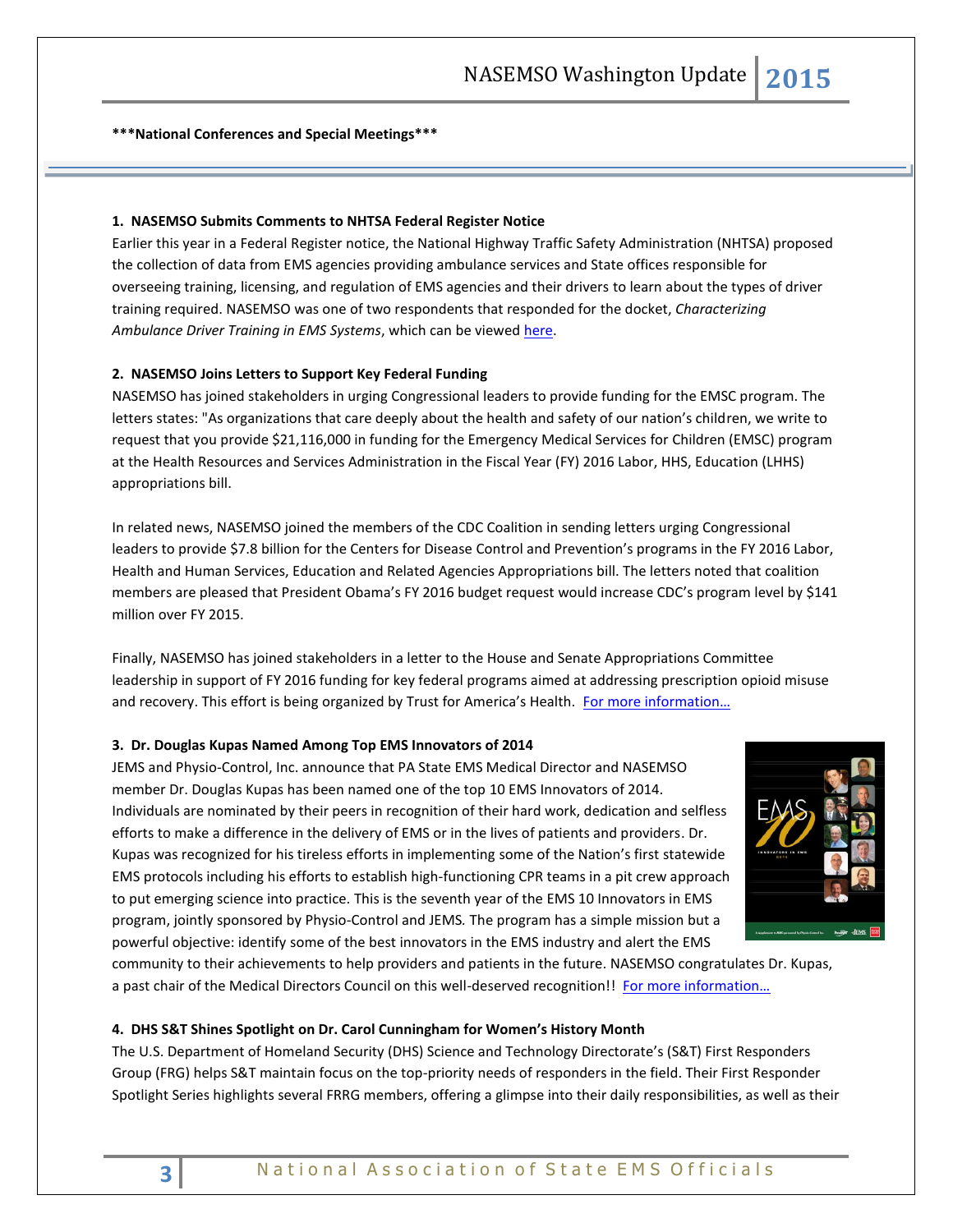***National Conferences and Special Meetings***

**1. NASEMSO Submits Comments to NHTSA Federal Register Notice**

Earlier this year in a Federal Register notice, the National Highway Traffic Safety Administration (NHTSA) proposed the collection of data from EMS agencies providing ambulance services and State offices responsible for overseeing training, licensing, and regulation of EMS agencies and their drivers to learn about the types of driver training required. NASEMSO was one of two respondents that responded for the docket, *Characterizing Ambulance Driver Training in EMS Systems*, which can be viewed here.

**2. NASEMSO Joins Letters to Support Key Federal Funding**

NASEMSO has joined stakeholders in urging Congressional leaders to provide funding for the EMSC program. The letters states: "As organizations that care deeply about the health and safety of our nation's children, we write to request that you provide $21,116,000 in funding for the Emergency Medical Services for Children (EMSC) program at the Health Resources and Services Administration in the Fiscal Year (FY) 2016 Labor, HHS, Education (LHHS) appropriations bill.

In related news, NASEMSO joined the members of the CDC Coalition in sending letters urging Congressional leaders to provide $7.8 billion for the Centers for Disease Control and Prevention's programs in the FY 2016 Labor, Health and Human Services, Education and Related Agencies Appropriations bill. The letters noted that coalition members are pleased that President Obama's FY 2016 budget request would increase CDC's program level by $141 million over FY 2015.

Finally, NASEMSO has joined stakeholders in a letter to the House and Senate Appropriations Committee leadership in support of FY 2016 funding for key federal programs aimed at addressing prescription opioid misuse and recovery. This effort is being organized by Trust for America's Health. For more information…

**3. Dr. Douglas Kupas Named Among Top EMS Innovators of 2014**

JEMS and Physio-Control, Inc. announce that PA State EMS Medical Director and NASEMSO member Dr. Douglas Kupas has been named one of the top 10 EMS Innovators of 2014. Individuals are nominated by their peers in recognition of their hard work, dedication and selfless efforts to make a difference in the delivery of EMS or in the lives of patients and providers. Dr. Kupas was recognized for his tireless efforts in implementing some of the Nation's first statewide EMS protocols including his efforts to establish high-functioning CPR teams in a pit crew approach to put emerging science into practice. This is the seventh year of the EMS 10 Innovators in EMS program, jointly sponsored by Physio-Control and JEMS. The program has a simple mission but a powerful objective: identify some of the best innovators in the EMS industry and alert the EMS community to their achievements to help providers and patients in the future. NASEMSO congratulates Dr. Kupas, a past chair of the Medical Directors Council on this well-deserved recognition!! For more information…

**4. DHS S&T Shines Spotlight on Dr. Carol Cunningham for Women's History Month**

The U.S. Department of Homeland Security (DHS) Science and Technology Directorate's (S&T) First Responders Group (FRG) helps S&T maintain focus on the top-priority needs of responders in the field. Their First Responder Spotlight Series highlights several FRRG members, offering a glimpse into their daily responsibilities, as well as their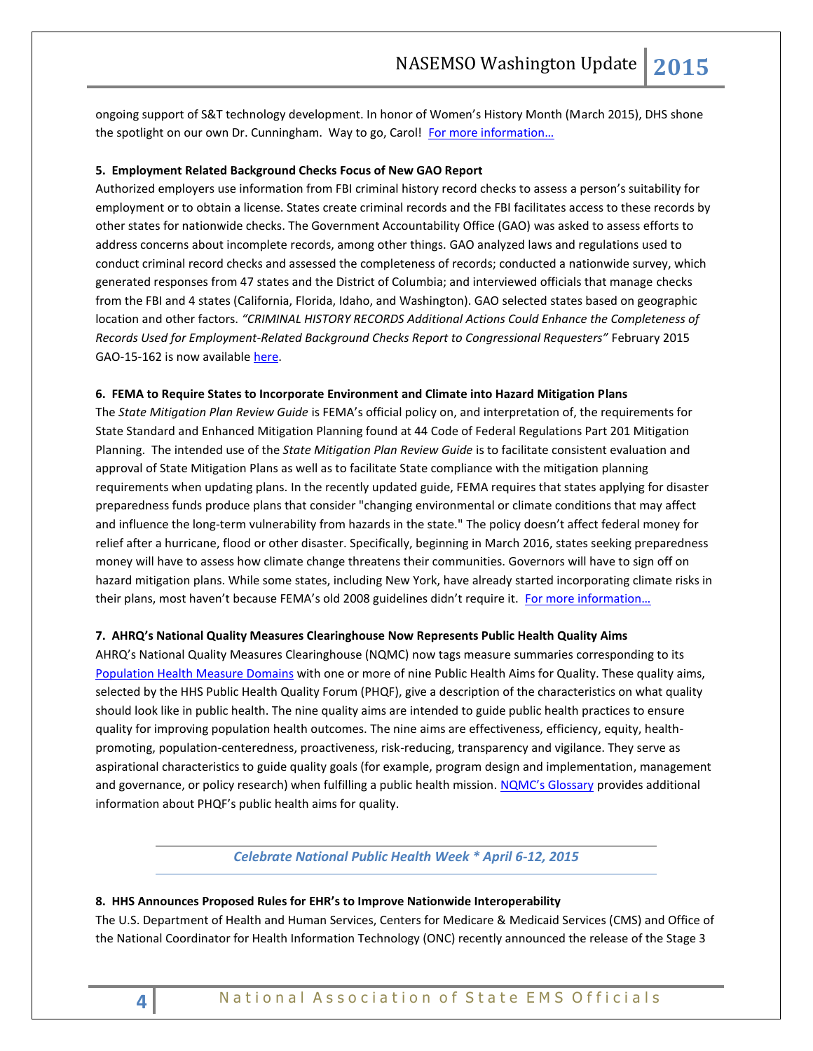ongoing support of S&T technology development. In honor of Women's History Month (March 2015), DHS shone the spotlight on our own Dr. Cunningham. Way to go, Carol! [For more information…]

**5. Employment Related Background Checks Focus of New GAO Report**

Authorized employers use information from FBI criminal history record checks to assess a person's suitability for employment or to obtain a license. States create criminal records and the FBI facilitates access to these records by other states for nationwide checks. The Government Accountability Office (GAO) was asked to assess efforts to address concerns about incomplete records, among other things. GAO analyzed laws and regulations used to conduct criminal record checks and assessed the completeness of records; conducted a nationwide survey, which generated responses from 47 states and the District of Columbia; and interviewed officials that manage checks from the FBI and 4 states (California, Florida, Idaho, and Washington). GAO selected states based on geographic location and other factors. *"CRIMINAL HISTORY RECORDS Additional Actions Could Enhance the Completeness of Records Used for Employment-Related Background Checks Report to Congressional Requesters"* February 2015 GAO-15-162 is now available [here].

**6. FEMA to Require States to Incorporate Environment and Climate into Hazard Mitigation Plans**

The *State Mitigation Plan Review Guide* is FEMA's official policy on, and interpretation of, the requirements for State Standard and Enhanced Mitigation Planning found at 44 Code of Federal Regulations Part 201 Mitigation Planning. The intended use of the *State Mitigation Plan Review Guide* is to facilitate consistent evaluation and approval of State Mitigation Plans as well as to facilitate State compliance with the mitigation planning requirements when updating plans. In the recently updated guide, FEMA requires that states applying for disaster preparedness funds produce plans that consider "changing environmental or climate conditions that may affect and influence the long-term vulnerability from hazards in the state." The policy doesn't affect federal money for relief after a hurricane, flood or other disaster. Specifically, beginning in March 2016, states seeking preparedness money will have to assess how climate change threatens their communities. Governors will have to sign off on hazard mitigation plans. While some states, including New York, have already started incorporating climate risks in their plans, most haven't because FEMA's old 2008 guidelines didn't require it. [For more information…]

**7. AHRQ's National Quality Measures Clearinghouse Now Represents Public Health Quality Aims**

AHRQ's National Quality Measures Clearinghouse (NQMC) now tags measure summaries corresponding to its [Population Health Measure Domains] with one or more of nine Public Health Aims for Quality. These quality aims, selected by the HHS Public Health Quality Forum (PHQF), give a description of the characteristics on what quality should look like in public health. The nine quality aims are intended to guide public health practices to ensure quality for improving population health outcomes. The nine aims are effectiveness, efficiency, equity, health-promoting, population-centeredness, proactiveness, risk-reducing, transparency and vigilance. They serve as aspirational characteristics to guide quality goals (for example, program design and implementation, management and governance, or policy research) when fulfilling a public health mission. [NQMC's Glossary] provides additional information about PHQF's public health aims for quality.

---

***Celebrate National Public Health Week * April 6-12, 2015***

---

**8. HHS Announces Proposed Rules for EHR's to Improve Nationwide Interoperability**

The U.S. Department of Health and Human Services, Centers for Medicare & Medicaid Services (CMS) and Office of the National Coordinator for Health Information Technology (ONC) recently announced the release of the Stage 3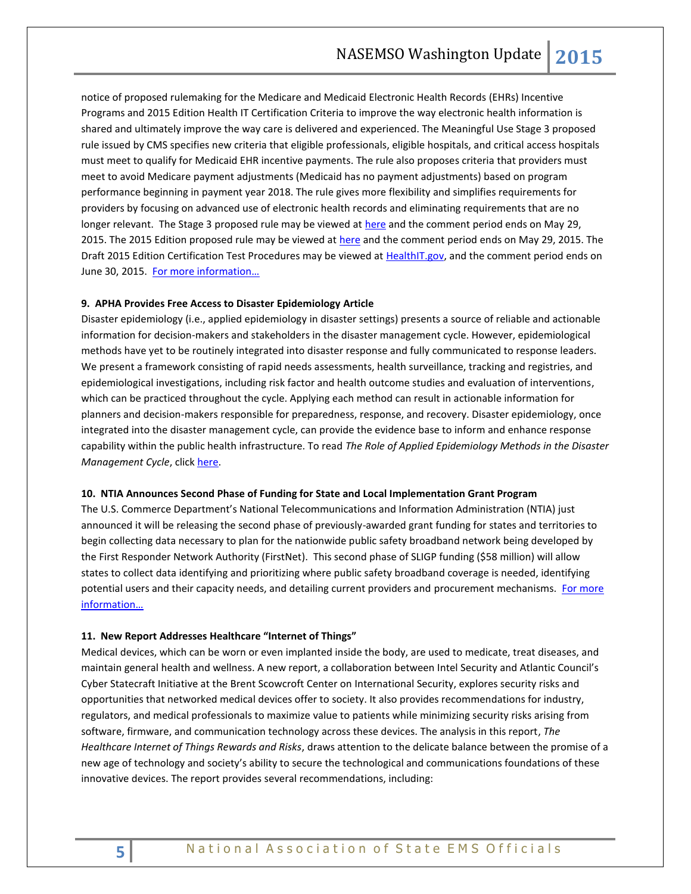notice of proposed rulemaking for the Medicare and Medicaid Electronic Health Records (EHRs) Incentive Programs and 2015 Edition Health IT Certification Criteria to improve the way electronic health information is shared and ultimately improve the way care is delivered and experienced. The Meaningful Use Stage 3 proposed rule issued by CMS specifies new criteria that eligible professionals, eligible hospitals, and critical access hospitals must meet to qualify for Medicaid EHR incentive payments. The rule also proposes criteria that providers must meet to avoid Medicare payment adjustments (Medicaid has no payment adjustments) based on program performance beginning in payment year 2018. The rule gives more flexibility and simplifies requirements for providers by focusing on advanced use of electronic health records and eliminating requirements that are no longer relevant. The Stage 3 proposed rule may be viewed at here and the comment period ends on May 29, 2015. The 2015 Edition proposed rule may be viewed at here and the comment period ends on May 29, 2015. The Draft 2015 Edition Certification Test Procedures may be viewed at HealthIT.gov, and the comment period ends on June 30, 2015. For more information…

**9. APHA Provides Free Access to Disaster Epidemiology Article**

Disaster epidemiology (i.e., applied epidemiology in disaster settings) presents a source of reliable and actionable information for decision-makers and stakeholders in the disaster management cycle. However, epidemiological methods have yet to be routinely integrated into disaster response and fully communicated to response leaders. We present a framework consisting of rapid needs assessments, health surveillance, tracking and registries, and epidemiological investigations, including risk factor and health outcome studies and evaluation of interventions, which can be practiced throughout the cycle. Applying each method can result in actionable information for planners and decision-makers responsible for preparedness, response, and recovery. Disaster epidemiology, once integrated into the disaster management cycle, can provide the evidence base to inform and enhance response capability within the public health infrastructure. To read *The Role of Applied Epidemiology Methods in the Disaster Management Cycle*, click here.

**10. NTIA Announces Second Phase of Funding for State and Local Implementation Grant Program**

The U.S. Commerce Department's National Telecommunications and Information Administration (NTIA) just announced it will be releasing the second phase of previously-awarded grant funding for states and territories to begin collecting data necessary to plan for the nationwide public safety broadband network being developed by the First Responder Network Authority (FirstNet). This second phase of SLIGP funding ($58 million) will allow states to collect data identifying and prioritizing where public safety broadband coverage is needed, identifying potential users and their capacity needs, and detailing current providers and procurement mechanisms. For more information…

**11. New Report Addresses Healthcare "Internet of Things"**

Medical devices, which can be worn or even implanted inside the body, are used to medicate, treat diseases, and maintain general health and wellness. A new report, a collaboration between Intel Security and Atlantic Council's Cyber Statecraft Initiative at the Brent Scowcroft Center on International Security, explores security risks and opportunities that networked medical devices offer to society. It also provides recommendations for industry, regulators, and medical professionals to maximize value to patients while minimizing security risks arising from software, firmware, and communication technology across these devices. The analysis in this report, *The Healthcare Internet of Things Rewards and Risks*, draws attention to the delicate balance between the promise of a new age of technology and society's ability to secure the technological and communications foundations of these innovative devices. The report provides several recommendations, including: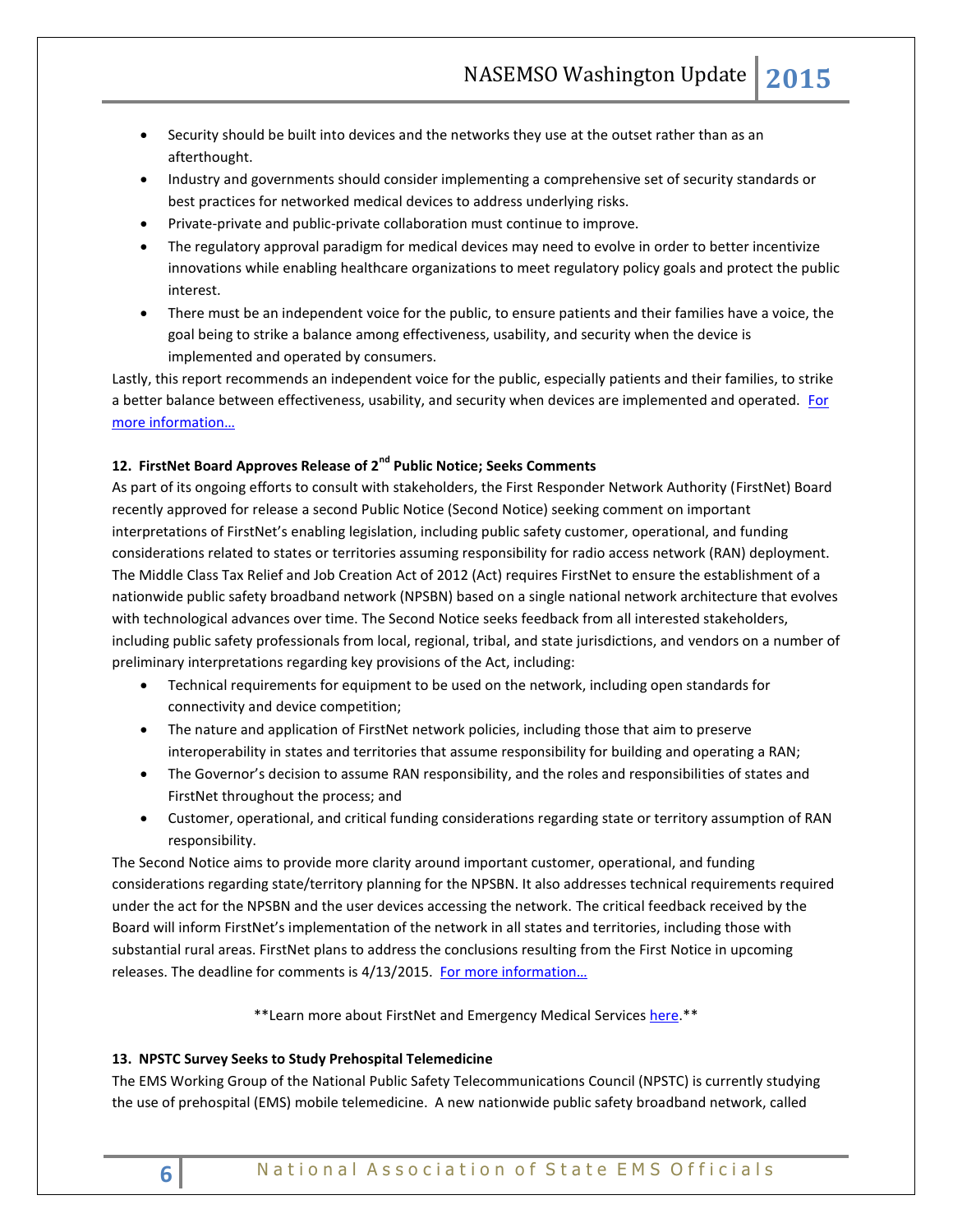- Security should be built into devices and the networks they use at the outset rather than as an afterthought.
- Industry and governments should consider implementing a comprehensive set of security standards or best practices for networked medical devices to address underlying risks.
- Private-private and public-private collaboration must continue to improve.
- The regulatory approval paradigm for medical devices may need to evolve in order to better incentivize innovations while enabling healthcare organizations to meet regulatory policy goals and protect the public interest.
- There must be an independent voice for the public, to ensure patients and their families have a voice, the goal being to strike a balance among effectiveness, usability, and security when the device is implemented and operated by consumers.

Lastly, this report recommends an independent voice for the public, especially patients and their families, to strike a better balance between effectiveness, usability, and security when devices are implemented and operated. For more information…

**12. FirstNet Board Approves Release of 2nd Public Notice; Seeks Comments**

As part of its ongoing efforts to consult with stakeholders, the First Responder Network Authority (FirstNet) Board recently approved for release a second Public Notice (Second Notice) seeking comment on important interpretations of FirstNet's enabling legislation, including public safety customer, operational, and funding considerations related to states or territories assuming responsibility for radio access network (RAN) deployment. The Middle Class Tax Relief and Job Creation Act of 2012 (Act) requires FirstNet to ensure the establishment of a nationwide public safety broadband network (NPSBN) based on a single national network architecture that evolves with technological advances over time. The Second Notice seeks feedback from all interested stakeholders, including public safety professionals from local, regional, tribal, and state jurisdictions, and vendors on a number of preliminary interpretations regarding key provisions of the Act, including:

- Technical requirements for equipment to be used on the network, including open standards for connectivity and device competition;
- The nature and application of FirstNet network policies, including those that aim to preserve interoperability in states and territories that assume responsibility for building and operating a RAN;
- The Governor's decision to assume RAN responsibility, and the roles and responsibilities of states and FirstNet throughout the process; and
- Customer, operational, and critical funding considerations regarding state or territory assumption of RAN responsibility.

The Second Notice aims to provide more clarity around important customer, operational, and funding considerations regarding state/territory planning for the NPSBN. It also addresses technical requirements required under the act for the NPSBN and the user devices accessing the network. The critical feedback received by the Board will inform FirstNet's implementation of the network in all states and territories, including those with substantial rural areas. FirstNet plans to address the conclusions resulting from the First Notice in upcoming releases. The deadline for comments is 4/13/2015. For more information…

**Learn more about FirstNet and Emergency Medical Services here.**

**13. NPSTC Survey Seeks to Study Prehospital Telemedicine**

The EMS Working Group of the National Public Safety Telecommunications Council (NPSTC) is currently studying the use of prehospital (EMS) mobile telemedicine. A new nationwide public safety broadband network, called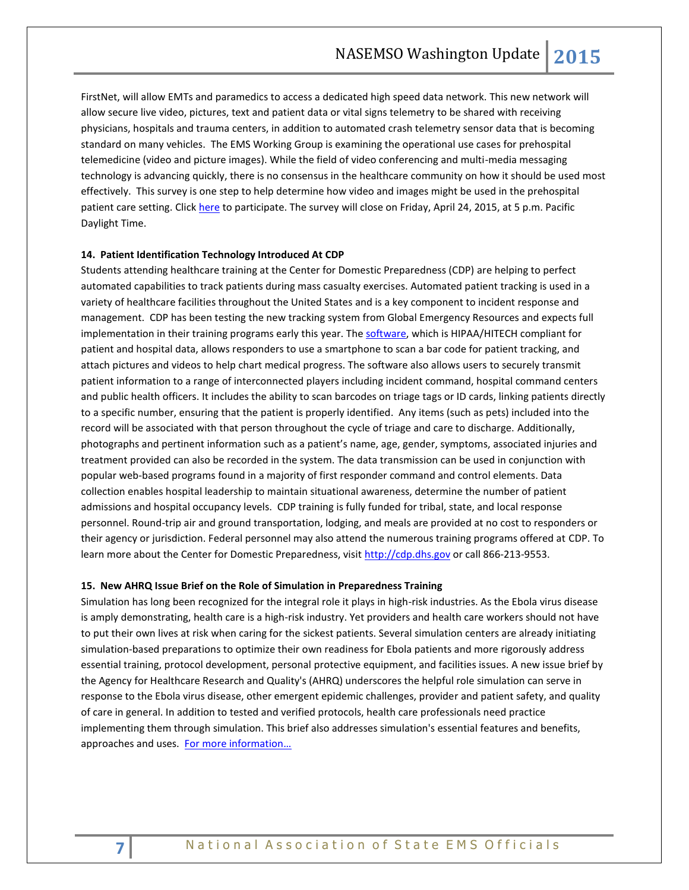FirstNet, will allow EMTs and paramedics to access a dedicated high speed data network. This new network will allow secure live video, pictures, text and patient data or vital signs telemetry to be shared with receiving physicians, hospitals and trauma centers, in addition to automated crash telemetry sensor data that is becoming standard on many vehicles. The EMS Working Group is examining the operational use cases for prehospital telemedicine (video and picture images). While the field of video conferencing and multi-media messaging technology is advancing quickly, there is no consensus in the healthcare community on how it should be used most effectively. This survey is one step to help determine how video and images might be used in the prehospital patient care setting. Click here to participate. The survey will close on Friday, April 24, 2015, at 5 p.m. Pacific Daylight Time.

**14. Patient Identification Technology Introduced At CDP**

Students attending healthcare training at the Center for Domestic Preparedness (CDP) are helping to perfect automated capabilities to track patients during mass casualty exercises. Automated patient tracking is used in a variety of healthcare facilities throughout the United States and is a key component to incident response and management. CDP has been testing the new tracking system from Global Emergency Resources and expects full implementation in their training programs early this year. The software, which is HIPAA/HITECH compliant for patient and hospital data, allows responders to use a smartphone to scan a bar code for patient tracking, and attach pictures and videos to help chart medical progress. The software also allows users to securely transmit patient information to a range of interconnected players including incident command, hospital command centers and public health officers. It includes the ability to scan barcodes on triage tags or ID cards, linking patients directly to a specific number, ensuring that the patient is properly identified. Any items (such as pets) included into the record will be associated with that person throughout the cycle of triage and care to discharge. Additionally, photographs and pertinent information such as a patient's name, age, gender, symptoms, associated injuries and treatment provided can also be recorded in the system. The data transmission can be used in conjunction with popular web-based programs found in a majority of first responder command and control elements. Data collection enables hospital leadership to maintain situational awareness, determine the number of patient admissions and hospital occupancy levels. CDP training is fully funded for tribal, state, and local response personnel. Round-trip air and ground transportation, lodging, and meals are provided at no cost to responders or their agency or jurisdiction. Federal personnel may also attend the numerous training programs offered at CDP. To learn more about the Center for Domestic Preparedness, visit http://cdp.dhs.gov or call 866-213-9553.

**15. New AHRQ Issue Brief on the Role of Simulation in Preparedness Training**

Simulation has long been recognized for the integral role it plays in high-risk industries. As the Ebola virus disease is amply demonstrating, health care is a high-risk industry. Yet providers and health care workers should not have to put their own lives at risk when caring for the sickest patients. Several simulation centers are already initiating simulation-based preparations to optimize their own readiness for Ebola patients and more rigorously address essential training, protocol development, personal protective equipment, and facilities issues. A new issue brief by the Agency for Healthcare Research and Quality's (AHRQ) underscores the helpful role simulation can serve in response to the Ebola virus disease, other emergent epidemic challenges, provider and patient safety, and quality of care in general. In addition to tested and verified protocols, health care professionals need practice implementing them through simulation. This brief also addresses simulation's essential features and benefits, approaches and uses. For more information…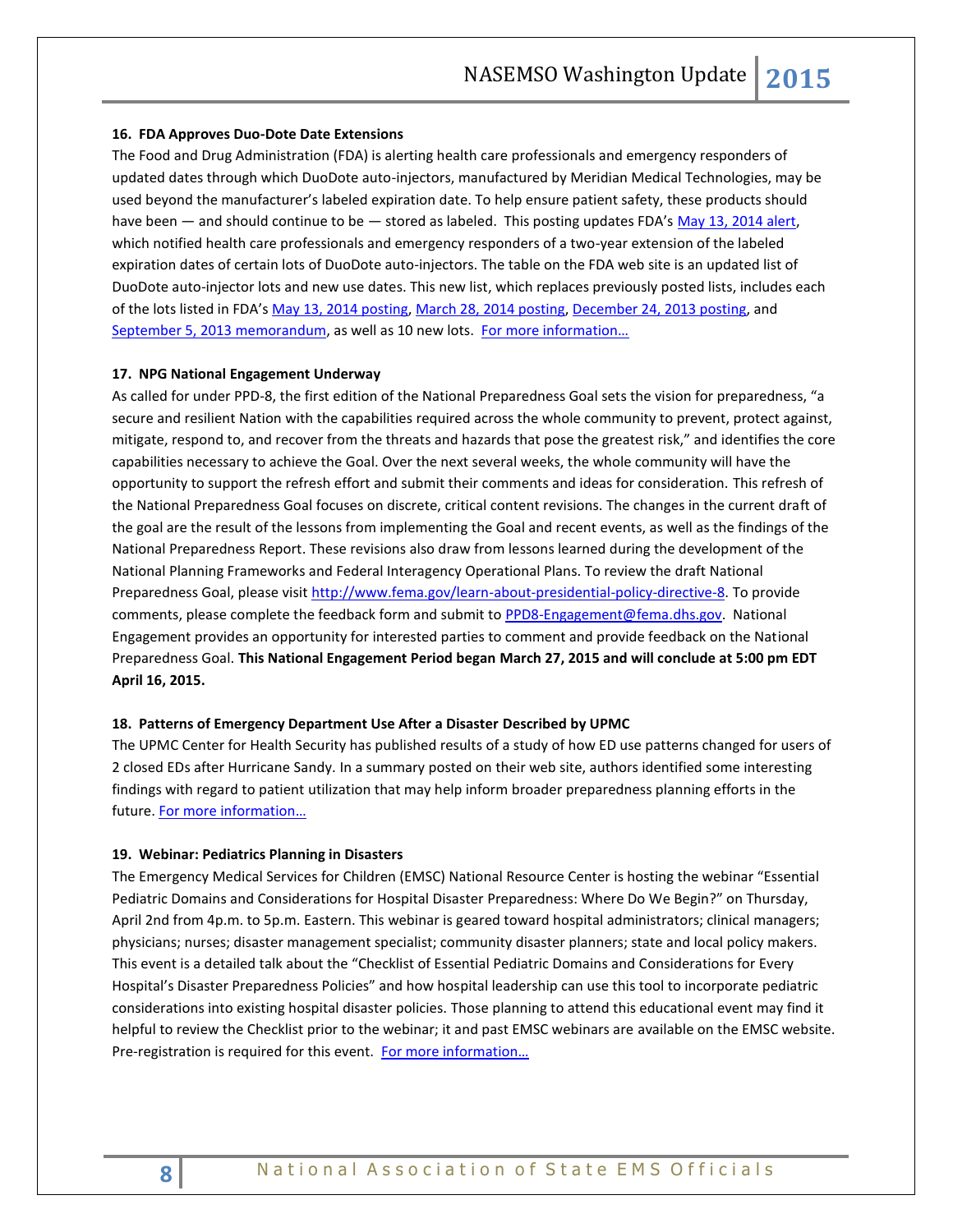**16. FDA Approves Duo-Dote Date Extensions**

The Food and Drug Administration (FDA) is alerting health care professionals and emergency responders of updated dates through which DuoDote auto-injectors, manufactured by Meridian Medical Technologies, may be used beyond the manufacturer's labeled expiration date. To help ensure patient safety, these products should have been — and should continue to be — stored as labeled. This posting updates FDA's May 13, 2014 alert, which notified health care professionals and emergency responders of a two-year extension of the labeled expiration dates of certain lots of DuoDote auto-injectors. The table on the FDA web site is an updated list of DuoDote auto-injector lots and new use dates. This new list, which replaces previously posted lists, includes each of the lots listed in FDA's May 13, 2014 posting, March 28, 2014 posting, December 24, 2013 posting, and September 5, 2013 memorandum, as well as 10 new lots. For more information…

**17. NPG National Engagement Underway**

As called for under PPD-8, the first edition of the National Preparedness Goal sets the vision for preparedness, "a secure and resilient Nation with the capabilities required across the whole community to prevent, protect against, mitigate, respond to, and recover from the threats and hazards that pose the greatest risk," and identifies the core capabilities necessary to achieve the Goal. Over the next several weeks, the whole community will have the opportunity to support the refresh effort and submit their comments and ideas for consideration. This refresh of the National Preparedness Goal focuses on discrete, critical content revisions. The changes in the current draft of the goal are the result of the lessons from implementing the Goal and recent events, as well as the findings of the National Preparedness Report. These revisions also draw from lessons learned during the development of the National Planning Frameworks and Federal Interagency Operational Plans. To review the draft National Preparedness Goal, please visit http://www.fema.gov/learn-about-presidential-policy-directive-8. To provide comments, please complete the feedback form and submit to PPD8-Engagement@fema.dhs.gov. National Engagement provides an opportunity for interested parties to comment and provide feedback on the National Preparedness Goal. **This National Engagement Period began March 27, 2015 and will conclude at 5:00 pm EDT April 16, 2015.**

**18. Patterns of Emergency Department Use After a Disaster Described by UPMC**

The UPMC Center for Health Security has published results of a study of how ED use patterns changed for users of 2 closed EDs after Hurricane Sandy. In a summary posted on their web site, authors identified some interesting findings with regard to patient utilization that may help inform broader preparedness planning efforts in the future. For more information…

**19. Webinar: Pediatrics Planning in Disasters**

The Emergency Medical Services for Children (EMSC) National Resource Center is hosting the webinar "Essential Pediatric Domains and Considerations for Hospital Disaster Preparedness: Where Do We Begin?" on Thursday, April 2nd from 4p.m. to 5p.m. Eastern. This webinar is geared toward hospital administrators; clinical managers; physicians; nurses; disaster management specialist; community disaster planners; state and local policy makers. This event is a detailed talk about the "Checklist of Essential Pediatric Domains and Considerations for Every Hospital's Disaster Preparedness Policies" and how hospital leadership can use this tool to incorporate pediatric considerations into existing hospital disaster policies. Those planning to attend this educational event may find it helpful to review the Checklist prior to the webinar; it and past EMSC webinars are available on the EMSC website. Pre-registration is required for this event. For more information…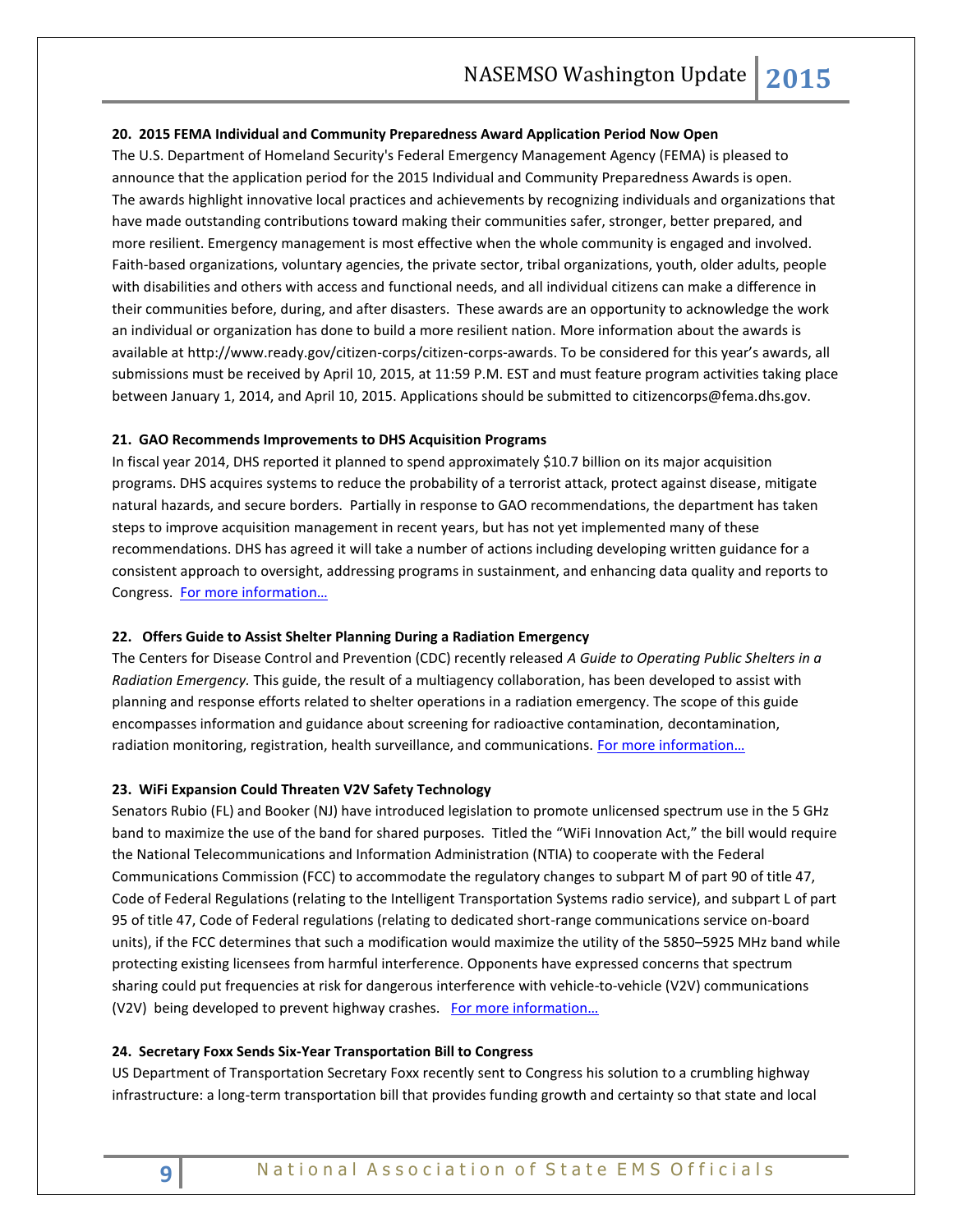**20. 2015 FEMA Individual and Community Preparedness Award Application Period Now Open**

The U.S. Department of Homeland Security's Federal Emergency Management Agency (FEMA) is pleased to announce that the application period for the 2015 Individual and Community Preparedness Awards is open. The awards highlight innovative local practices and achievements by recognizing individuals and organizations that have made outstanding contributions toward making their communities safer, stronger, better prepared, and more resilient. Emergency management is most effective when the whole community is engaged and involved. Faith-based organizations, voluntary agencies, the private sector, tribal organizations, youth, older adults, people with disabilities and others with access and functional needs, and all individual citizens can make a difference in their communities before, during, and after disasters. These awards are an opportunity to acknowledge the work an individual or organization has done to build a more resilient nation. More information about the awards is available at http://www.ready.gov/citizen-corps/citizen-corps-awards. To be considered for this year's awards, all submissions must be received by April 10, 2015, at 11:59 P.M. EST and must feature program activities taking place between January 1, 2014, and April 10, 2015. Applications should be submitted to citizencorps@fema.dhs.gov.

**21. GAO Recommends Improvements to DHS Acquisition Programs**

In fiscal year 2014, DHS reported it planned to spend approximately $10.7 billion on its major acquisition programs. DHS acquires systems to reduce the probability of a terrorist attack, protect against disease, mitigate natural hazards, and secure borders. Partially in response to GAO recommendations, the department has taken steps to improve acquisition management in recent years, but has not yet implemented many of these recommendations. DHS has agreed it will take a number of actions including developing written guidance for a consistent approach to oversight, addressing programs in sustainment, and enhancing data quality and reports to Congress. For more information…

**22. Offers Guide to Assist Shelter Planning During a Radiation Emergency**

The Centers for Disease Control and Prevention (CDC) recently released *A Guide to Operating Public Shelters in a Radiation Emergency*. This guide, the result of a multiagency collaboration, has been developed to assist with planning and response efforts related to shelter operations in a radiation emergency. The scope of this guide encompasses information and guidance about screening for radioactive contamination, decontamination, radiation monitoring, registration, health surveillance, and communications. For more information…

**23. WiFi Expansion Could Threaten V2V Safety Technology**

Senators Rubio (FL) and Booker (NJ) have introduced legislation to promote unlicensed spectrum use in the 5 GHz band to maximize the use of the band for shared purposes. Titled the "WiFi Innovation Act," the bill would require the National Telecommunications and Information Administration (NTIA) to cooperate with the Federal Communications Commission (FCC) to accommodate the regulatory changes to subpart M of part 90 of title 47, Code of Federal Regulations (relating to the Intelligent Transportation Systems radio service), and subpart L of part 95 of title 47, Code of Federal regulations (relating to dedicated short-range communications service on-board units), if the FCC determines that such a modification would maximize the utility of the 5850–5925 MHz band while protecting existing licensees from harmful interference. Opponents have expressed concerns that spectrum sharing could put frequencies at risk for dangerous interference with vehicle-to-vehicle (V2V) communications (V2V) being developed to prevent highway crashes. For more information…

**24. Secretary Foxx Sends Six-Year Transportation Bill to Congress**

US Department of Transportation Secretary Foxx recently sent to Congress his solution to a crumbling highway infrastructure: a long-term transportation bill that provides funding growth and certainty so that state and local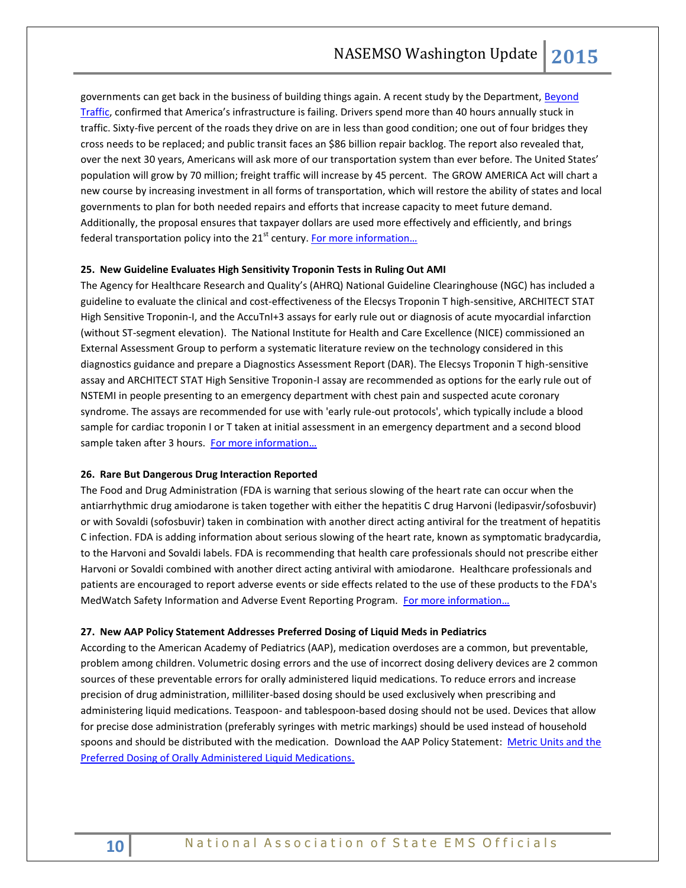governments can get back in the business of building things again. A recent study by the Department, [Beyond Traffic](), confirmed that America's infrastructure is failing. Drivers spend more than 40 hours annually stuck in traffic. Sixty-five percent of the roads they drive on are in less than good condition; one out of four bridges they cross needs to be replaced; and public transit faces an $86 billion repair backlog. The report also revealed that, over the next 30 years, Americans will ask more of our transportation system than ever before. The United States' population will grow by 70 million; freight traffic will increase by 45 percent. The GROW AMERICA Act will chart a new course by increasing investment in all forms of transportation, which will restore the ability of states and local governments to plan for both needed repairs and efforts that increase capacity to meet future demand. Additionally, the proposal ensures that taxpayer dollars are used more effectively and efficiently, and brings federal transportation policy into the 21st century. For more information…

**25. New Guideline Evaluates High Sensitivity Troponin Tests in Ruling Out AMI**

The Agency for Healthcare Research and Quality's (AHRQ) National Guideline Clearinghouse (NGC) has included a guideline to evaluate the clinical and cost-effectiveness of the Elecsys Troponin T high-sensitive, ARCHITECT STAT High Sensitive Troponin-I, and the AccuTnI+3 assays for early rule out or diagnosis of acute myocardial infarction (without ST-segment elevation). The National Institute for Health and Care Excellence (NICE) commissioned an External Assessment Group to perform a systematic literature review on the technology considered in this diagnostics guidance and prepare a Diagnostics Assessment Report (DAR). The Elecsys Troponin T high-sensitive assay and ARCHITECT STAT High Sensitive Troponin-I assay are recommended as options for the early rule out of NSTEMI in people presenting to an emergency department with chest pain and suspected acute coronary syndrome. The assays are recommended for use with 'early rule-out protocols', which typically include a blood sample for cardiac troponin I or T taken at initial assessment in an emergency department and a second blood sample taken after 3 hours. For more information…

**26. Rare But Dangerous Drug Interaction Reported**

The Food and Drug Administration (FDA is warning that serious slowing of the heart rate can occur when the antiarrhythmic drug amiodarone is taken together with either the hepatitis C drug Harvoni (ledipasvir/sofosbuvir) or with Sovaldi (sofosbuvir) taken in combination with another direct acting antiviral for the treatment of hepatitis C infection. FDA is adding information about serious slowing of the heart rate, known as symptomatic bradycardia, to the Harvoni and Sovaldi labels. FDA is recommending that health care professionals should not prescribe either Harvoni or Sovaldi combined with another direct acting antiviral with amiodarone. Healthcare professionals and patients are encouraged to report adverse events or side effects related to the use of these products to the FDA's MedWatch Safety Information and Adverse Event Reporting Program. For more information…

**27. New AAP Policy Statement Addresses Preferred Dosing of Liquid Meds in Pediatrics**

According to the American Academy of Pediatrics (AAP), medication overdoses are a common, but preventable, problem among children. Volumetric dosing errors and the use of incorrect dosing delivery devices are 2 common sources of these preventable errors for orally administered liquid medications. To reduce errors and increase precision of drug administration, milliliter-based dosing should be used exclusively when prescribing and administering liquid medications. Teaspoon- and tablespoon-based dosing should not be used. Devices that allow for precise dose administration (preferably syringes with metric markings) should be used instead of household spoons and should be distributed with the medication. Download the AAP Policy Statement: Metric Units and the Preferred Dosing of Orally Administered Liquid Medications.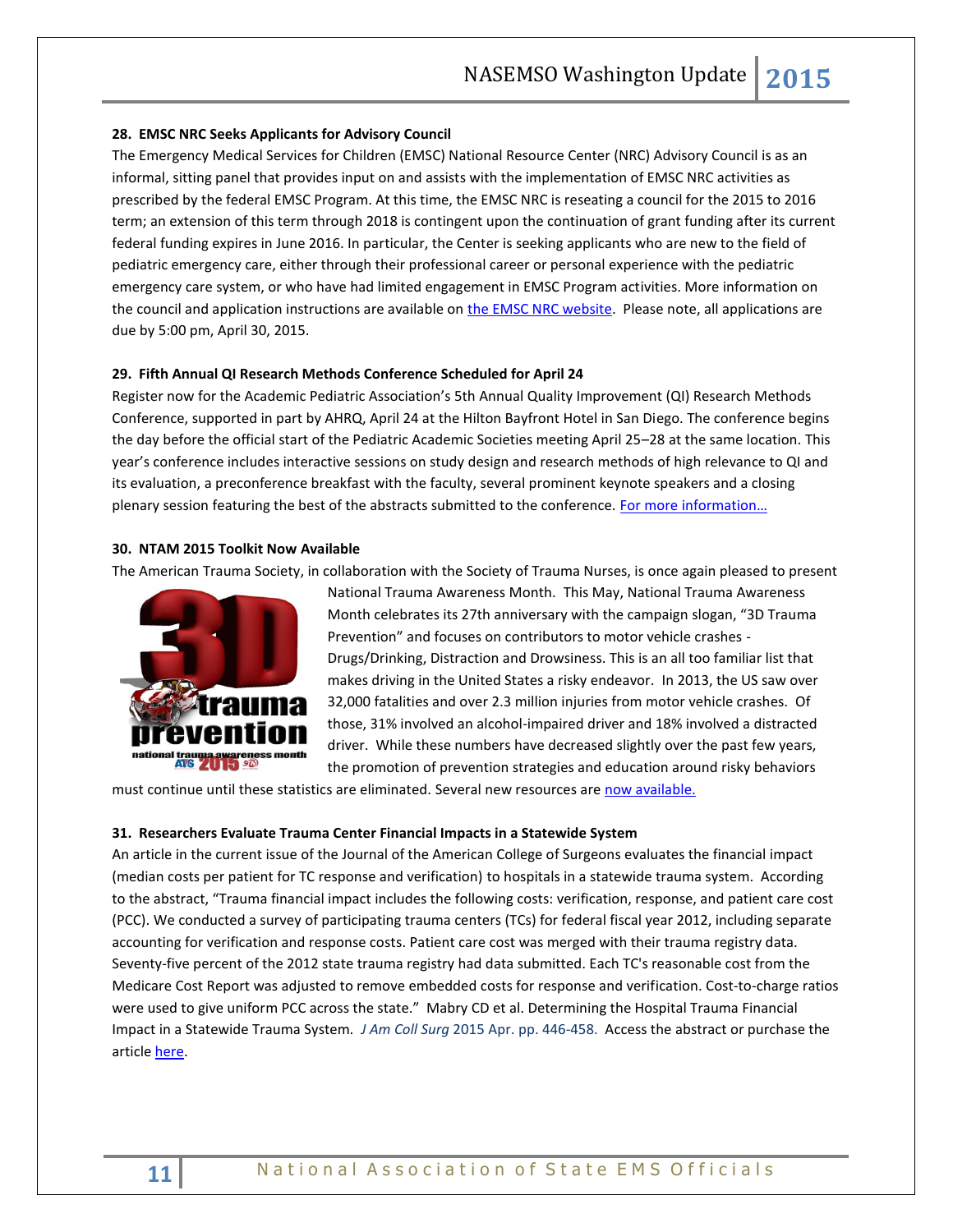**28. EMSC NRC Seeks Applicants for Advisory Council**

The Emergency Medical Services for Children (EMSC) National Resource Center (NRC) Advisory Council is as an informal, sitting panel that provides input on and assists with the implementation of EMSC NRC activities as prescribed by the federal EMSC Program. At this time, the EMSC NRC is reseating a council for the 2015 to 2016 term; an extension of this term through 2018 is contingent upon the continuation of grant funding after its current federal funding expires in June 2016. In particular, the Center is seeking applicants who are new to the field of pediatric emergency care, either through their professional career or personal experience with the pediatric emergency care system, or who have had limited engagement in EMSC Program activities. More information on the council and application instructions are available on the EMSC NRC website. Please note, all applications are due by 5:00 pm, April 30, 2015.

**29. Fifth Annual QI Research Methods Conference Scheduled for April 24**

Register now for the Academic Pediatric Association's 5th Annual Quality Improvement (QI) Research Methods Conference, supported in part by AHRQ, April 24 at the Hilton Bayfront Hotel in San Diego. The conference begins the day before the official start of the Pediatric Academic Societies meeting April 25–28 at the same location. This year's conference includes interactive sessions on study design and research methods of high relevance to QI and its evaluation, a preconference breakfast with the faculty, several prominent keynote speakers and a closing plenary session featuring the best of the abstracts submitted to the conference. For more information…

**30. NTAM 2015 Toolkit Now Available**

The American Trauma Society, in collaboration with the Society of Trauma Nurses, is once again pleased to present National Trauma Awareness Month. This May, National Trauma Awareness Month celebrates its 27th anniversary with the campaign slogan, "3D Trauma Prevention" and focuses on contributors to motor vehicle crashes - Drugs/Drinking, Distraction and Drowsiness. This is an all too familiar list that makes driving in the United States a risky endeavor. In 2013, the US saw over 32,000 fatalities and over 2.3 million injuries from motor vehicle crashes. Of those, 31% involved an alcohol-impaired driver and 18% involved a distracted driver. While these numbers have decreased slightly over the past few years, the promotion of prevention strategies and education around risky behaviors must continue until these statistics are eliminated. Several new resources are now available.

**31. Researchers Evaluate Trauma Center Financial Impacts in a Statewide System**

An article in the current issue of the Journal of the American College of Surgeons evaluates the financial impact (median costs per patient for TC response and verification) to hospitals in a statewide trauma system. According to the abstract, "Trauma financial impact includes the following costs: verification, response, and patient care cost (PCC). We conducted a survey of participating trauma centers (TCs) for federal fiscal year 2012, including separate accounting for verification and response costs. Patient care cost was merged with their trauma registry data. Seventy-five percent of the 2012 state trauma registry had data submitted. Each TC's reasonable cost from the Medicare Cost Report was adjusted to remove embedded costs for response and verification. Cost-to-charge ratios were used to give uniform PCC across the state." Mabry CD et al. Determining the Hospital Trauma Financial Impact in a Statewide Trauma System. *J Am Coll Surg* 2015 Apr. pp. 446-458. Access the abstract or purchase the article here.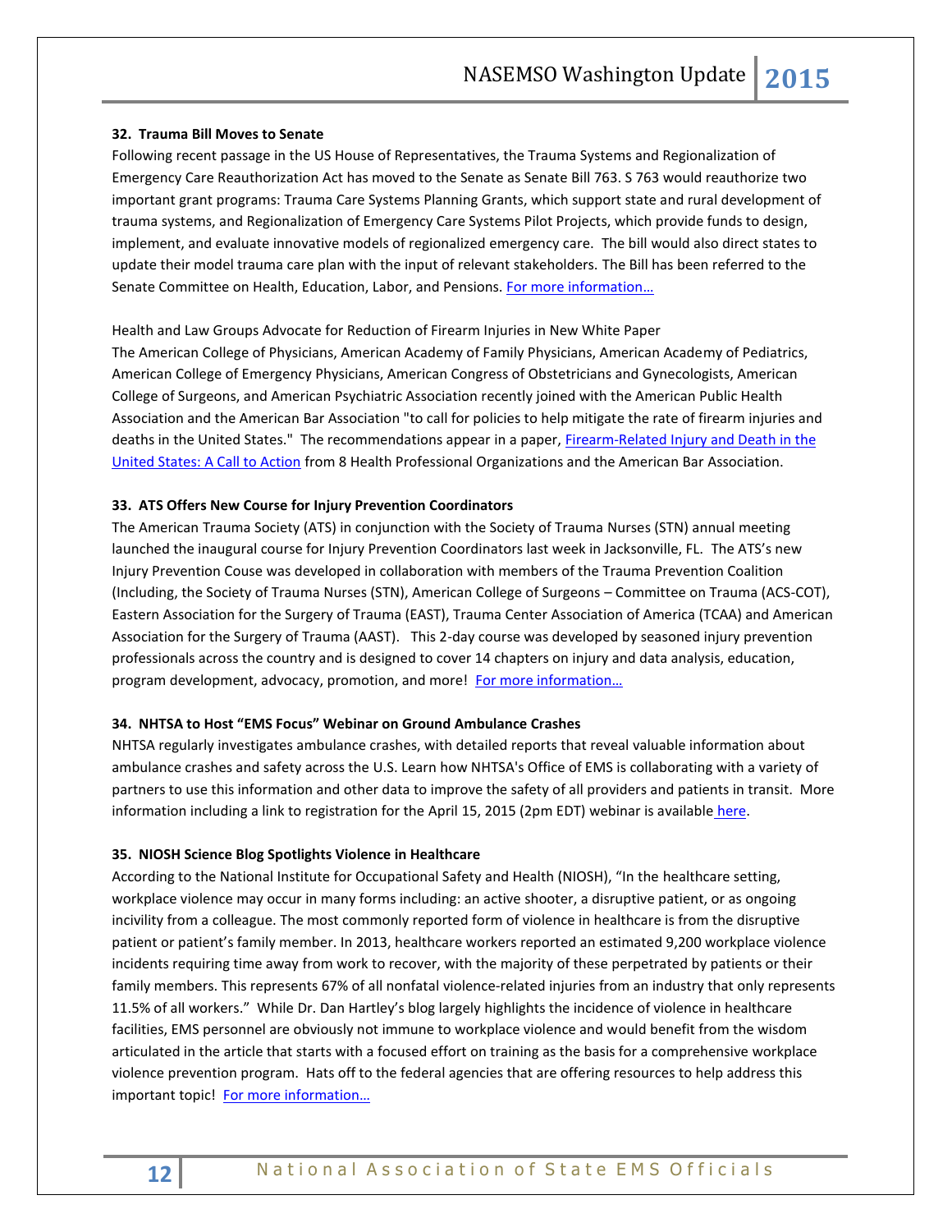**32. Trauma Bill Moves to Senate**

Following recent passage in the US House of Representatives, the Trauma Systems and Regionalization of Emergency Care Reauthorization Act has moved to the Senate as Senate Bill 763. S 763 would reauthorize two important grant programs: Trauma Care Systems Planning Grants, which support state and rural development of trauma systems, and Regionalization of Emergency Care Systems Pilot Projects, which provide funds to design, implement, and evaluate innovative models of regionalized emergency care. The bill would also direct states to update their model trauma care plan with the input of relevant stakeholders. The Bill has been referred to the Senate Committee on Health, Education, Labor, and Pensions. For more information…

Health and Law Groups Advocate for Reduction of Firearm Injuries in New White Paper

The American College of Physicians, American Academy of Family Physicians, American Academy of Pediatrics, American College of Emergency Physicians, American Congress of Obstetricians and Gynecologists, American College of Surgeons, and American Psychiatric Association recently joined with the American Public Health Association and the American Bar Association "to call for policies to help mitigate the rate of firearm injuries and deaths in the United States." The recommendations appear in a paper, Firearm-Related Injury and Death in the United States: A Call to Action from 8 Health Professional Organizations and the American Bar Association.

**33. ATS Offers New Course for Injury Prevention Coordinators**

The American Trauma Society (ATS) in conjunction with the Society of Trauma Nurses (STN) annual meeting launched the inaugural course for Injury Prevention Coordinators last week in Jacksonville, FL. The ATS's new Injury Prevention Couse was developed in collaboration with members of the Trauma Prevention Coalition (Including, the Society of Trauma Nurses (STN), American College of Surgeons – Committee on Trauma (ACS-COT), Eastern Association for the Surgery of Trauma (EAST), Trauma Center Association of America (TCAA) and American Association for the Surgery of Trauma (AAST). This 2-day course was developed by seasoned injury prevention professionals across the country and is designed to cover 14 chapters on injury and data analysis, education, program development, advocacy, promotion, and more! For more information…

**34. NHTSA to Host "EMS Focus" Webinar on Ground Ambulance Crashes**

NHTSA regularly investigates ambulance crashes, with detailed reports that reveal valuable information about ambulance crashes and safety across the U.S. Learn how NHTSA's Office of EMS is collaborating with a variety of partners to use this information and other data to improve the safety of all providers and patients in transit. More information including a link to registration for the April 15, 2015 (2pm EDT) webinar is available here.

**35. NIOSH Science Blog Spotlights Violence in Healthcare**

According to the National Institute for Occupational Safety and Health (NIOSH), "In the healthcare setting, workplace violence may occur in many forms including: an active shooter, a disruptive patient, or as ongoing incivility from a colleague. The most commonly reported form of violence in healthcare is from the disruptive patient or patient's family member. In 2013, healthcare workers reported an estimated 9,200 workplace violence incidents requiring time away from work to recover, with the majority of these perpetrated by patients or their family members. This represents 67% of all nonfatal violence-related injuries from an industry that only represents 11.5% of all workers." While Dr. Dan Hartley's blog largely highlights the incidence of violence in healthcare facilities, EMS personnel are obviously not immune to workplace violence and would benefit from the wisdom articulated in the article that starts with a focused effort on training as the basis for a comprehensive workplace violence prevention program. Hats off to the federal agencies that are offering resources to help address this important topic! For more information…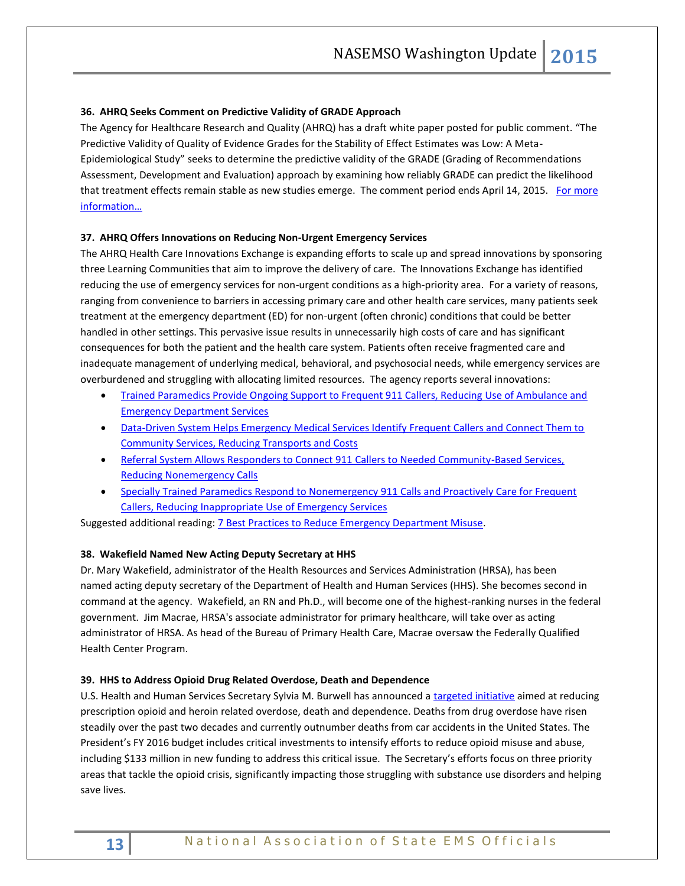**36. AHRQ Seeks Comment on Predictive Validity of GRADE Approach**

The Agency for Healthcare Research and Quality (AHRQ) has a draft white paper posted for public comment. "The Predictive Validity of Quality of Evidence Grades for the Stability of Effect Estimates was Low: A Meta-Epidemiological Study" seeks to determine the predictive validity of the GRADE (Grading of Recommendations Assessment, Development and Evaluation) approach by examining how reliably GRADE can predict the likelihood that treatment effects remain stable as new studies emerge. The comment period ends April 14, 2015. For more information…

**37. AHRQ Offers Innovations on Reducing Non-Urgent Emergency Services**

The AHRQ Health Care Innovations Exchange is expanding efforts to scale up and spread innovations by sponsoring three Learning Communities that aim to improve the delivery of care. The Innovations Exchange has identified reducing the use of emergency services for non-urgent conditions as a high-priority area. For a variety of reasons, ranging from convenience to barriers in accessing primary care and other health care services, many patients seek treatment at the emergency department (ED) for non-urgent (often chronic) conditions that could be better handled in other settings. This pervasive issue results in unnecessarily high costs of care and has significant consequences for both the patient and the health care system. Patients often receive fragmented care and inadequate management of underlying medical, behavioral, and psychosocial needs, while emergency services are overburdened and struggling with allocating limited resources. The agency reports several innovations:

- Trained Paramedics Provide Ongoing Support to Frequent 911 Callers, Reducing Use of Ambulance and Emergency Department Services
- Data-Driven System Helps Emergency Medical Services Identify Frequent Callers and Connect Them to Community Services, Reducing Transports and Costs
- Referral System Allows Responders to Connect 911 Callers to Needed Community-Based Services, Reducing Nonemergency Calls
- Specially Trained Paramedics Respond to Nonemergency 911 Calls and Proactively Care for Frequent Callers, Reducing Inappropriate Use of Emergency Services

Suggested additional reading: 7 Best Practices to Reduce Emergency Department Misuse.

**38. Wakefield Named New Acting Deputy Secretary at HHS**

Dr. Mary Wakefield, administrator of the Health Resources and Services Administration (HRSA), has been named acting deputy secretary of the Department of Health and Human Services (HHS). She becomes second in command at the agency. Wakefield, an RN and Ph.D., will become one of the highest-ranking nurses in the federal government. Jim Macrae, HRSA's associate administrator for primary healthcare, will take over as acting administrator of HRSA. As head of the Bureau of Primary Health Care, Macrae oversaw the Federally Qualified Health Center Program.

**39. HHS to Address Opioid Drug Related Overdose, Death and Dependence**

U.S. Health and Human Services Secretary Sylvia M. Burwell has announced a targeted initiative aimed at reducing prescription opioid and heroin related overdose, death and dependence. Deaths from drug overdose have risen steadily over the past two decades and currently outnumber deaths from car accidents in the United States. The President's FY 2016 budget includes critical investments to intensify efforts to reduce opioid misuse and abuse, including $133 million in new funding to address this critical issue. The Secretary's efforts focus on three priority areas that tackle the opioid crisis, significantly impacting those struggling with substance use disorders and helping save lives.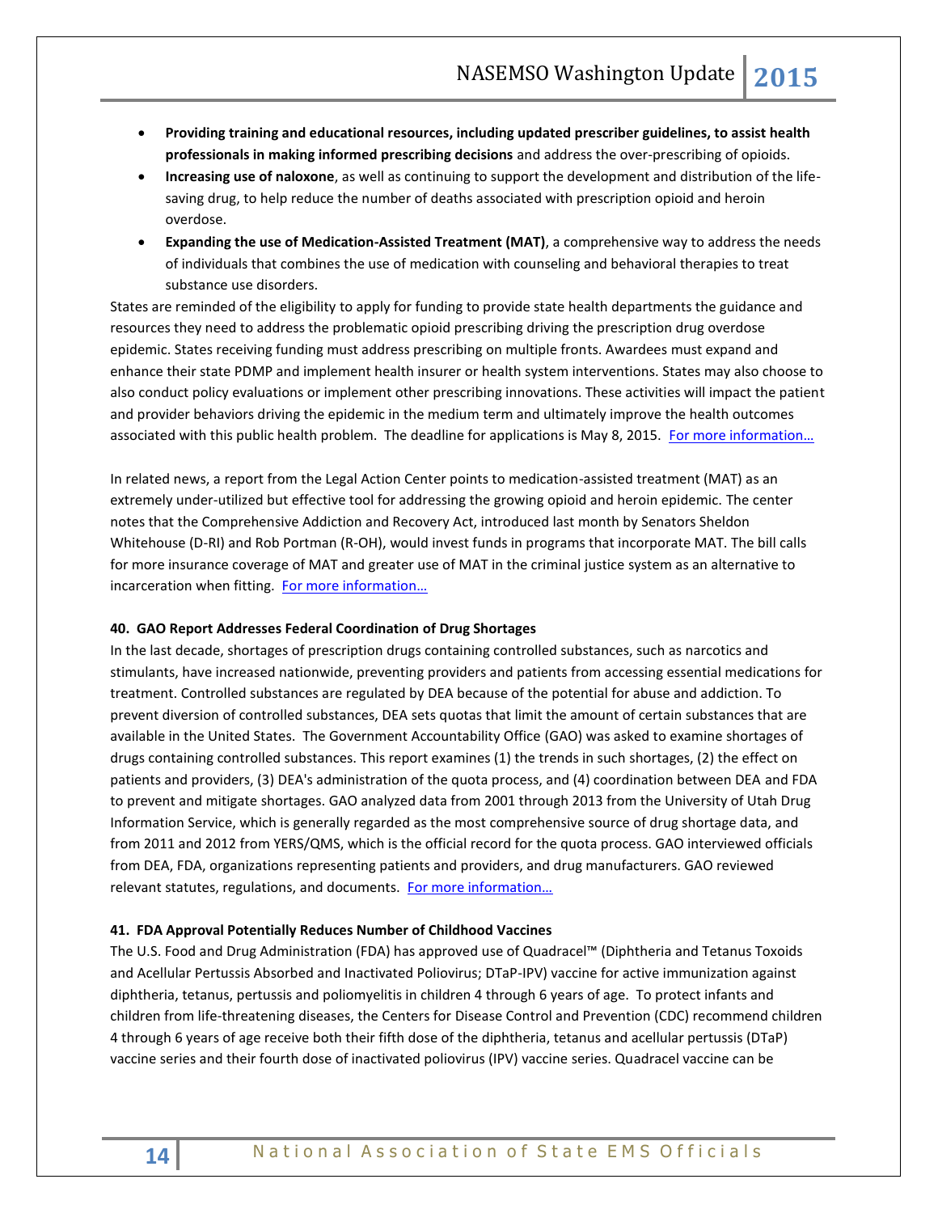- **Providing training and educational resources, including updated prescriber guidelines, to assist health professionals in making informed prescribing decisions** and address the over-prescribing of opioids.
- **Increasing use of naloxone**, as well as continuing to support the development and distribution of the life-saving drug, to help reduce the number of deaths associated with prescription opioid and heroin overdose.
- **Expanding the use of Medication-Assisted Treatment (MAT)**, a comprehensive way to address the needs of individuals that combines the use of medication with counseling and behavioral therapies to treat substance use disorders.

States are reminded of the eligibility to apply for funding to provide state health departments the guidance and resources they need to address the problematic opioid prescribing driving the prescription drug overdose epidemic. States receiving funding must address prescribing on multiple fronts. Awardees must expand and enhance their state PDMP and implement health insurer or health system interventions. States may also choose to also conduct policy evaluations or implement other prescribing innovations. These activities will impact the patient and provider behaviors driving the epidemic in the medium term and ultimately improve the health outcomes associated with this public health problem. The deadline for applications is May 8, 2015. For more information…

In related news, a report from the Legal Action Center points to medication-assisted treatment (MAT) as an extremely under-utilized but effective tool for addressing the growing opioid and heroin epidemic. The center notes that the Comprehensive Addiction and Recovery Act, introduced last month by Senators Sheldon Whitehouse (D-RI) and Rob Portman (R-OH), would invest funds in programs that incorporate MAT. The bill calls for more insurance coverage of MAT and greater use of MAT in the criminal justice system as an alternative to incarceration when fitting. For more information…

**40. GAO Report Addresses Federal Coordination of Drug Shortages**

In the last decade, shortages of prescription drugs containing controlled substances, such as narcotics and stimulants, have increased nationwide, preventing providers and patients from accessing essential medications for treatment. Controlled substances are regulated by DEA because of the potential for abuse and addiction. To prevent diversion of controlled substances, DEA sets quotas that limit the amount of certain substances that are available in the United States. The Government Accountability Office (GAO) was asked to examine shortages of drugs containing controlled substances. This report examines (1) the trends in such shortages, (2) the effect on patients and providers, (3) DEA's administration of the quota process, and (4) coordination between DEA and FDA to prevent and mitigate shortages. GAO analyzed data from 2001 through 2013 from the University of Utah Drug Information Service, which is generally regarded as the most comprehensive source of drug shortage data, and from 2011 and 2012 from YERS/QMS, which is the official record for the quota process. GAO interviewed officials from DEA, FDA, organizations representing patients and providers, and drug manufacturers. GAO reviewed relevant statutes, regulations, and documents. For more information…

**41. FDA Approval Potentially Reduces Number of Childhood Vaccines**

The U.S. Food and Drug Administration (FDA) has approved use of Quadracel™ (Diphtheria and Tetanus Toxoids and Acellular Pertussis Absorbed and Inactivated Poliovirus; DTaP-IPV) vaccine for active immunization against diphtheria, tetanus, pertussis and poliomyelitis in children 4 through 6 years of age. To protect infants and children from life-threatening diseases, the Centers for Disease Control and Prevention (CDC) recommend children 4 through 6 years of age receive both their fifth dose of the diphtheria, tetanus and acellular pertussis (DTaP) vaccine series and their fourth dose of inactivated poliovirus (IPV) vaccine series. Quadracel vaccine can be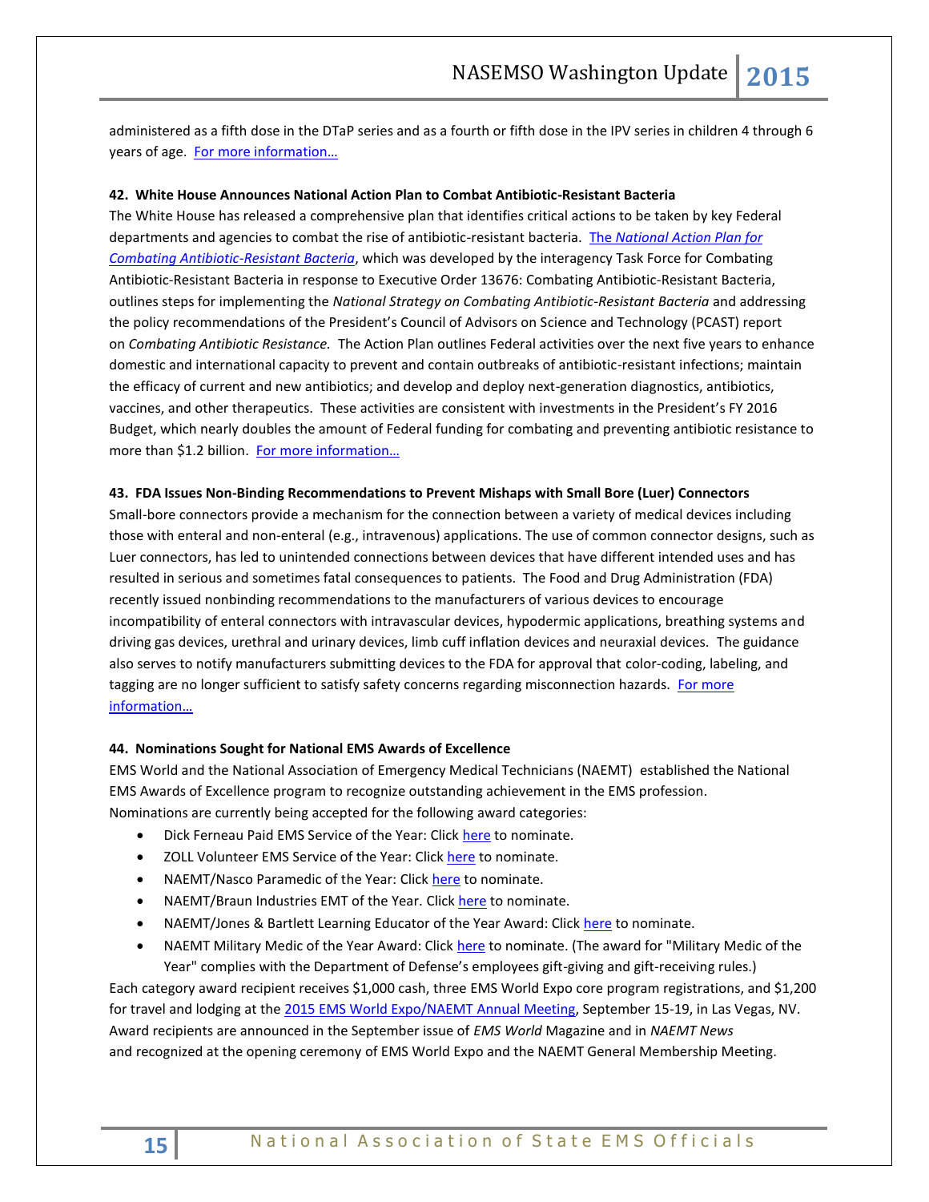administered as a fifth dose in the DTaP series and as a fourth or fifth dose in the IPV series in children 4 through 6 years of age. [For more information…]

**42. White House Announces National Action Plan to Combat Antibiotic-Resistant Bacteria**

The White House has released a comprehensive plan that identifies critical actions to be taken by key Federal departments and agencies to combat the rise of antibiotic-resistant bacteria. The *National Action Plan for Combating Antibiotic-Resistant Bacteria*, which was developed by the interagency Task Force for Combating Antibiotic-Resistant Bacteria in response to Executive Order 13676: Combating Antibiotic-Resistant Bacteria, outlines steps for implementing the *National Strategy on Combating Antibiotic-Resistant Bacteria* and addressing the policy recommendations of the President's Council of Advisors on Science and Technology (PCAST) report on *Combating Antibiotic Resistance.* The Action Plan outlines Federal activities over the next five years to enhance domestic and international capacity to prevent and contain outbreaks of antibiotic-resistant infections; maintain the efficacy of current and new antibiotics; and develop and deploy next-generation diagnostics, antibiotics, vaccines, and other therapeutics. These activities are consistent with investments in the President's FY 2016 Budget, which nearly doubles the amount of Federal funding for combating and preventing antibiotic resistance to more than $1.2 billion. [For more information…]

**43. FDA Issues Non-Binding Recommendations to Prevent Mishaps with Small Bore (Luer) Connectors**

Small-bore connectors provide a mechanism for the connection between a variety of medical devices including those with enteral and non-enteral (e.g., intravenous) applications. The use of common connector designs, such as Luer connectors, has led to unintended connections between devices that have different intended uses and has resulted in serious and sometimes fatal consequences to patients. The Food and Drug Administration (FDA) recently issued nonbinding recommendations to the manufacturers of various devices to encourage incompatibility of enteral connectors with intravascular devices, hypodermic applications, breathing systems and driving gas devices, urethral and urinary devices, limb cuff inflation devices and neuraxial devices. The guidance also serves to notify manufacturers submitting devices to the FDA for approval that color-coding, labeling, and tagging are no longer sufficient to satisfy safety concerns regarding misconnection hazards. [For more information…]

**44. Nominations Sought for National EMS Awards of Excellence**

EMS World and the National Association of Emergency Medical Technicians (NAEMT) established the National EMS Awards of Excellence program to recognize outstanding achievement in the EMS profession. Nominations are currently being accepted for the following award categories:

- Dick Ferneau Paid EMS Service of the Year: Click here to nominate.
- ZOLL Volunteer EMS Service of the Year: Click here to nominate.
- NAEMT/Nasco Paramedic of the Year: Click here to nominate.
- NAEMT/Braun Industries EMT of the Year. Click here to nominate.
- NAEMT/Jones & Bartlett Learning Educator of the Year Award: Click here to nominate.
- NAEMT Military Medic of the Year Award: Click here to nominate. (The award for "Military Medic of the Year" complies with the Department of Defense's employees gift-giving and gift-receiving rules.)

Each category award recipient receives $1,000 cash, three EMS World Expo core program registrations, and $1,200 for travel and lodging at the 2015 EMS World Expo/NAEMT Annual Meeting, September 15-19, in Las Vegas, NV. Award recipients are announced in the September issue of *EMS World* Magazine and in *NAEMT News* and recognized at the opening ceremony of EMS World Expo and the NAEMT General Membership Meeting.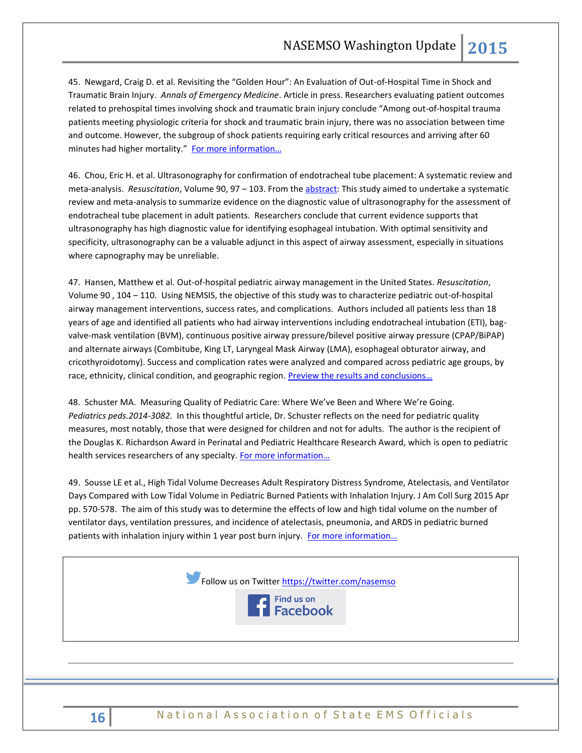45. Newgard, Craig D. et al. Revisiting the "Golden Hour": An Evaluation of Out-of-Hospital Time in Shock and Traumatic Brain Injury. *Annals of Emergency Medicine*. Article in press. Researchers evaluating patient outcomes related to prehospital times involving shock and traumatic brain injury conclude "Among out-of-hospital trauma patients meeting physiologic criteria for shock and traumatic brain injury, there was no association between time and outcome. However, the subgroup of shock patients requiring early critical resources and arriving after 60 minutes had higher mortality." For more information…

46. Chou, Eric H. et al. Ultrasonography for confirmation of endotracheal tube placement: A systematic review and meta-analysis. *Resuscitation*, Volume 90, 97 – 103. From the abstract: This study aimed to undertake a systematic review and meta-analysis to summarize evidence on the diagnostic value of ultrasonography for the assessment of endotracheal tube placement in adult patients. Researchers conclude that current evidence supports that ultrasonography has high diagnostic value for identifying esophageal intubation. With optimal sensitivity and specificity, ultrasonography can be a valuable adjunct in this aspect of airway assessment, especially in situations where capnography may be unreliable.

47. Hansen, Matthew et al. Out-of-hospital pediatric airway management in the United States. *Resuscitation*, Volume 90 , 104 – 110. Using NEMSIS, the objective of this study was to characterize pediatric out-of-hospital airway management interventions, success rates, and complications. Authors included all patients less than 18 years of age and identified all patients who had airway interventions including endotracheal intubation (ETI), bag-valve-mask ventilation (BVM), continuous positive airway pressure/bilevel positive airway pressure (CPAP/BiPAP) and alternate airways (Combitube, King LT, Laryngeal Mask Airway (LMA), esophageal obturator airway, and cricothyroidotomy). Success and complication rates were analyzed and compared across pediatric age groups, by race, ethnicity, clinical condition, and geographic region. Preview the results and conclusions…

48. Schuster MA. Measuring Quality of Pediatric Care: Where We've Been and Where We're Going. *Pediatrics peds.2014-3082.* In this thoughtful article, Dr. Schuster reflects on the need for pediatric quality measures, most notably, those that were designed for children and not for adults. The author is the recipient of the Douglas K. Richardson Award in Perinatal and Pediatric Healthcare Research Award, which is open to pediatric health services researchers of any specialty. For more information…

49. Sousse LE et al., High Tidal Volume Decreases Adult Respiratory Distress Syndrome, Atelectasis, and Ventilator Days Compared with Low Tidal Volume in Pediatric Burned Patients with Inhalation Injury. J Am Coll Surg 2015 Apr pp. 570-578. The aim of this study was to determine the effects of low and high tidal volume on the number of ventilator days, ventilation pressures, and incidence of atelectasis, pneumonia, and ARDS in pediatric burned patients with inhalation injury within 1 year post burn injury. For more information…

Follow us on Twitter https://twitter.com/nasemso

Find us on Facebook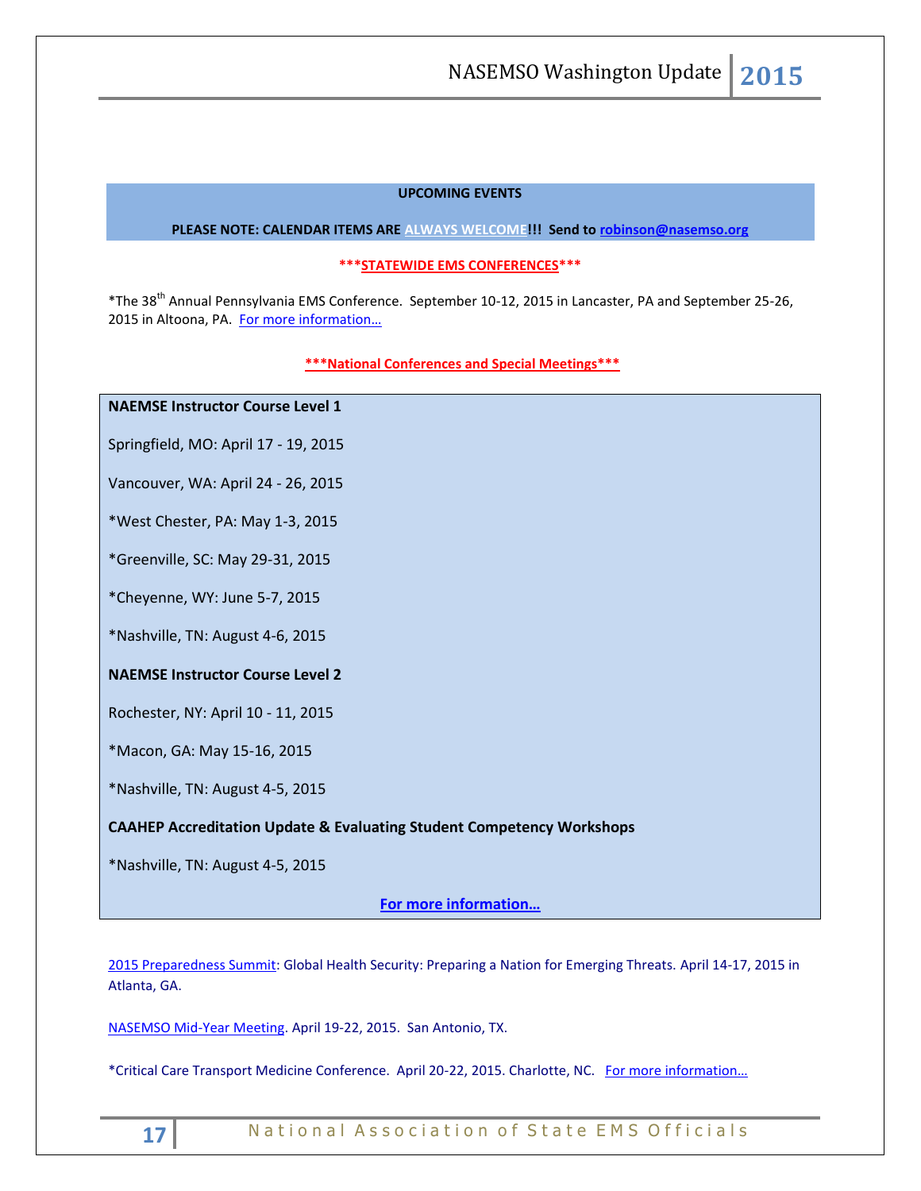**UPCOMING EVENTS**

**PLEASE NOTE: CALENDAR ITEMS ARE ALWAYS WELCOME!!! Send to robinson@nasemso.org**

**\*\*\*STATEWIDE EMS CONFERENCES\*\*\***

*The 38th Annual Pennsylvania EMS Conference. September 10-12, 2015 in Lancaster, PA and September 25-26, 2015 in Altoona, PA. For more information…

**\*\*\*National Conferences and Special Meetings\*\*\***

**NAEMSE Instructor Course Level 1**

Springfield, MO: April 17 - 19, 2015

Vancouver, WA: April 24 - 26, 2015

*West Chester, PA: May 1-3, 2015

*Greenville, SC: May 29-31, 2015

*Cheyenne, WY: June 5-7, 2015

*Nashville, TN: August 4-6, 2015

**NAEMSE Instructor Course Level 2**

Rochester, NY: April 10 - 11, 2015

*Macon, GA: May 15-16, 2015

*Nashville, TN: August 4-5, 2015

**CAAHEP Accreditation Update & Evaluating Student Competency Workshops**

*Nashville, TN: August 4-5, 2015

**For more information…**

2015 Preparedness Summit: Global Health Security: Preparing a Nation for Emerging Threats. April 14-17, 2015 in Atlanta, GA.

NASEMSO Mid-Year Meeting. April 19-22, 2015. San Antonio, TX.

*Critical Care Transport Medicine Conference. April 20-22, 2015. Charlotte, NC. For more information…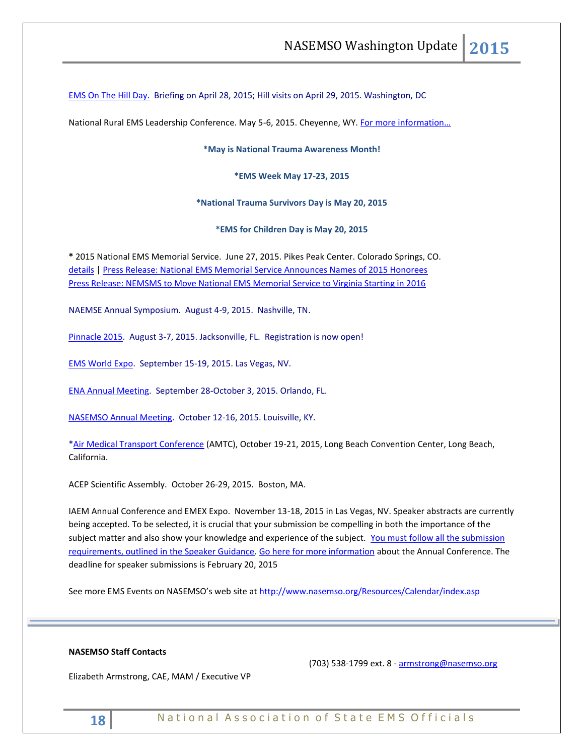EMS On The Hill Day. Briefing on April 28, 2015; Hill visits on April 29, 2015. Washington, DC

National Rural EMS Leadership Conference. May 5-6, 2015. Cheyenne, WY. For more information…

**\*May is National Trauma Awareness Month!**

**\*EMS Week May 17-23, 2015**

**\*National Trauma Survivors Day is May 20, 2015**

**\*EMS for Children Day is May 20, 2015**

**\*** 2015 National EMS Memorial Service. June 27, 2015. Pikes Peak Center. Colorado Springs, CO.
details | Press Release: National EMS Memorial Service Announces Names of 2015 Honorees
Press Release: NEMSMS to Move National EMS Memorial Service to Virginia Starting in 2016

NAEMSE Annual Symposium. August 4-9, 2015. Nashville, TN.

Pinnacle 2015. August 3-7, 2015. Jacksonville, FL. Registration is now open!

EMS World Expo. September 15-19, 2015. Las Vegas, NV.

ENA Annual Meeting. September 28-October 3, 2015. Orlando, FL.

NASEMSO Annual Meeting. October 12-16, 2015. Louisville, KY.

\*Air Medical Transport Conference (AMTC), October 19-21, 2015, Long Beach Convention Center, Long Beach, California.

ACEP Scientific Assembly. October 26-29, 2015. Boston, MA.

IAEM Annual Conference and EMEX Expo. November 13-18, 2015 in Las Vegas, NV. Speaker abstracts are currently being accepted. To be selected, it is crucial that your submission be compelling in both the importance of the subject matter and also show your knowledge and experience of the subject. You must follow all the submission requirements, outlined in the Speaker Guidance. Go here for more information about the Annual Conference. The deadline for speaker submissions is February 20, 2015

See more EMS Events on NASEMSO's web site at http://www.nasemso.org/Resources/Calendar/index.asp

---

**NASEMSO Staff Contacts**

Elizabeth Armstrong, CAE, MAM / Executive VP — (703) 538-1799 ext. 8 - armstrong@nasemso.org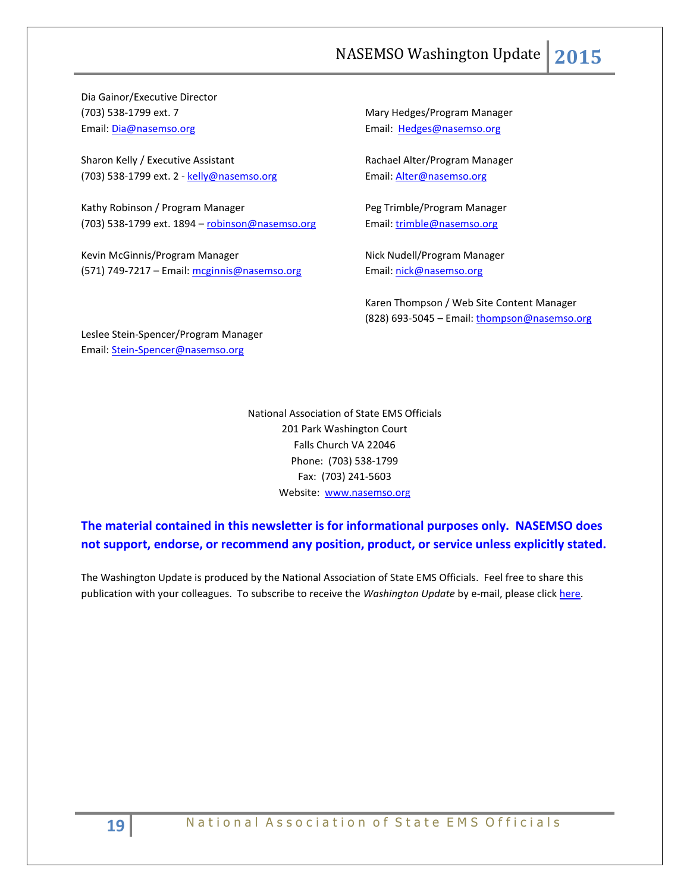Dia Gainor/Executive Director
(703) 538-1799 ext. 7
Email: Dia@nasemso.org

Sharon Kelly / Executive Assistant
(703) 538-1799 ext. 2 - kelly@nasemso.org

Kathy Robinson / Program Manager
(703) 538-1799 ext. 1894 – robinson@nasemso.org

Kevin McGinnis/Program Manager
(571) 749-7217 – Email: mcginnis@nasemso.org

Leslee Stein-Spencer/Program Manager
Email: Stein-Spencer@nasemso.org

Mary Hedges/Program Manager
Email: Hedges@nasemso.org

Rachael Alter/Program Manager
Email: Alter@nasemso.org

Peg Trimble/Program Manager
Email: trimble@nasemso.org

Nick Nudell/Program Manager
Email: nick@nasemso.org

Karen Thompson / Web Site Content Manager
(828) 693-5045 – Email: thompson@nasemso.org

National Association of State EMS Officials
201 Park Washington Court
Falls Church VA 22046
Phone: (703) 538-1799
Fax: (703) 241-5603
Website: www.nasemso.org

**The material contained in this newsletter is for informational purposes only. NASEMSO does not support, endorse, or recommend any position, product, or service unless explicitly stated.**

The Washington Update is produced by the National Association of State EMS Officials. Feel free to share this publication with your colleagues. To subscribe to receive the *Washington Update* by e-mail, please click here.